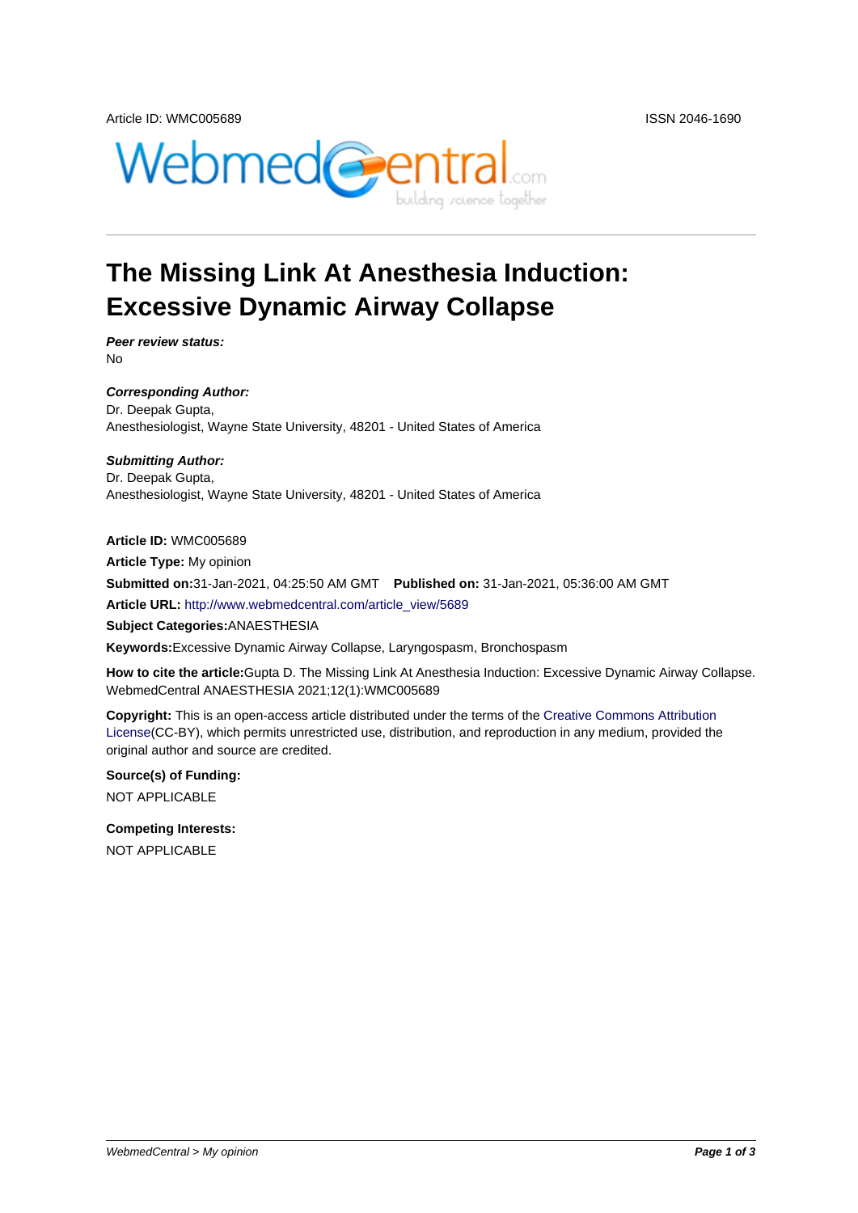Article ID: WMC005689

ISSN 2046-1690

# The Missing Link At Anesthesia Induction: Excessive Dynamic Airway Collapse

***Peer review status:***
No

***Corresponding Author:***
Dr. Deepak Gupta,
Anesthesiologist, Wayne State University, 48201 - United States of America

***Submitting Author:***
Dr. Deepak Gupta,
Anesthesiologist, Wayne State University, 48201 - United States of America

**Article ID:** WMC005689

**Article Type:** My opinion

**Submitted on:**31-Jan-2021, 04:25:50 AM GMT **Published on:** 31-Jan-2021, 05:36:00 AM GMT

**Article URL:** http://www.webmedcentral.com/article_view/5689

**Subject Categories:**ANAESTHESIA

**Keywords:**Excessive Dynamic Airway Collapse, Laryngospasm, Bronchospasm

**How to cite the article:**Gupta D. The Missing Link At Anesthesia Induction: Excessive Dynamic Airway Collapse. WebmedCentral ANAESTHESIA 2021;12(1):WMC005689

**Copyright:** This is an open-access article distributed under the terms of the Creative Commons Attribution License(CC-BY), which permits unrestricted use, distribution, and reproduction in any medium, provided the original author and source are credited.

**Source(s) of Funding:**

NOT APPLICABLE

**Competing Interests:**

NOT APPLICABLE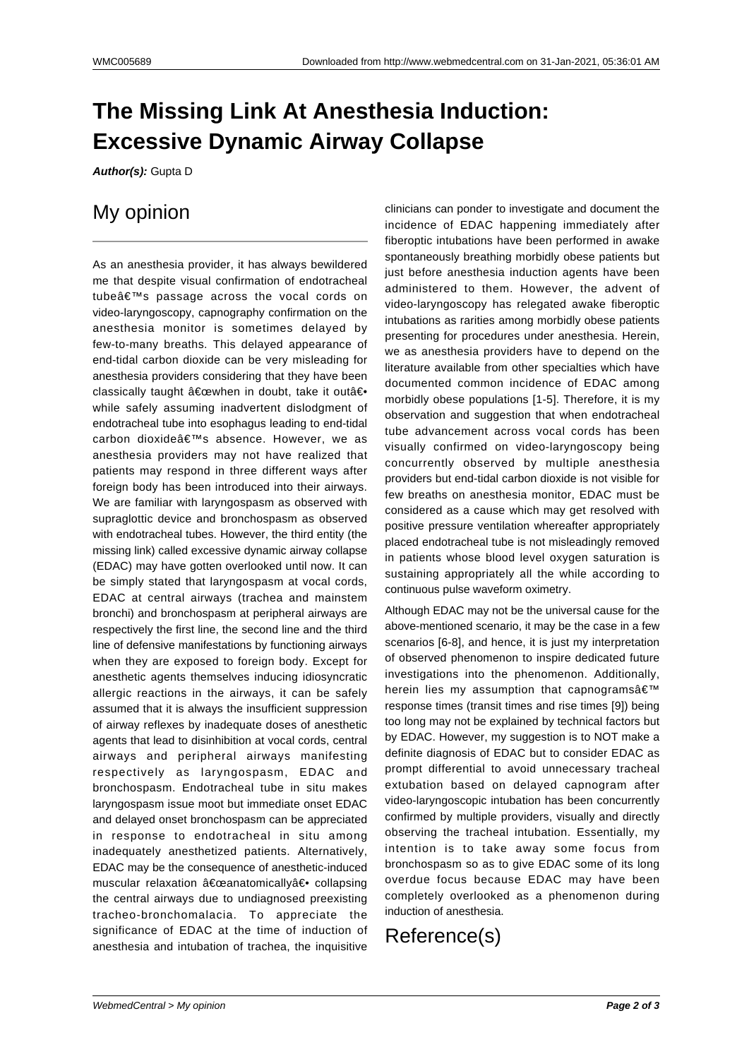# The Missing Link At Anesthesia Induction: Excessive Dynamic Airway Collapse

***Author(s):*** Gupta D

## My opinion

As an anesthesia provider, it has always bewildered me that despite visual confirmation of endotracheal tubeâ€™s passage across the vocal cords on video-laryngoscopy, capnography confirmation on the anesthesia monitor is sometimes delayed by few-to-many breaths. This delayed appearance of end-tidal carbon dioxide can be very misleading for anesthesia providers considering that they have been classically taught â€œwhen in doubt, take it outâ€• while safely assuming inadvertent dislodgment of endotracheal tube into esophagus leading to end-tidal carbon dioxideâ€™s absence. However, we as anesthesia providers may not have realized that patients may respond in three different ways after foreign body has been introduced into their airways. We are familiar with laryngospasm as observed with supraglottic device and bronchospasm as observed with endotracheal tubes. However, the third entity (the missing link) called excessive dynamic airway collapse (EDAC) may have gotten overlooked until now. It can be simply stated that laryngospasm at vocal cords, EDAC at central airways (trachea and mainstem bronchi) and bronchospasm at peripheral airways are respectively the first line, the second line and the third line of defensive manifestations by functioning airways when they are exposed to foreign body. Except for anesthetic agents themselves inducing idiosyncratic allergic reactions in the airways, it can be safely assumed that it is always the insufficient suppression of airway reflexes by inadequate doses of anesthetic agents that lead to disinhibition at vocal cords, central airways and peripheral airways manifesting respectively as laryngospasm, EDAC and bronchospasm. Endotracheal tube in situ makes laryngospasm issue moot but immediate onset EDAC and delayed onset bronchospasm can be appreciated in response to endotracheal in situ among inadequately anesthetized patients. Alternatively, EDAC may be the consequence of anesthetic-induced muscular relaxation â€œanatomicallyâ€• collapsing the central airways due to undiagnosed preexisting tracheo-bronchomalacia. To appreciate the significance of EDAC at the time of induction of anesthesia and intubation of trachea, the inquisitive clinicians can ponder to investigate and document the incidence of EDAC happening immediately after fiberoptic intubations have been performed in awake spontaneously breathing morbidly obese patients but just before anesthesia induction agents have been administered to them. However, the advent of video-laryngoscopy has relegated awake fiberoptic intubations as rarities among morbidly obese patients presenting for procedures under anesthesia. Herein, we as anesthesia providers have to depend on the literature available from other specialties which have documented common incidence of EDAC among morbidly obese populations [1-5]. Therefore, it is my observation and suggestion that when endotracheal tube advancement across vocal cords has been visually confirmed on video-laryngoscopy being concurrently observed by multiple anesthesia providers but end-tidal carbon dioxide is not visible for few breaths on anesthesia monitor, EDAC must be considered as a cause which may get resolved with positive pressure ventilation whereafter appropriately placed endotracheal tube is not misleadingly removed in patients whose blood level oxygen saturation is sustaining appropriately all the while according to continuous pulse waveform oximetry.

Although EDAC may not be the universal cause for the above-mentioned scenario, it may be the case in a few scenarios [6-8], and hence, it is just my interpretation of observed phenomenon to inspire dedicated future investigations into the phenomenon. Additionally, herein lies my assumption that capnogramsâ€™ response times (transit times and rise times [9]) being too long may not be explained by technical factors but by EDAC. However, my suggestion is to NOT make a definite diagnosis of EDAC but to consider EDAC as prompt differential to avoid unnecessary tracheal extubation based on delayed capnogram after video-laryngoscopic intubation has been concurrently confirmed by multiple providers, visually and directly observing the tracheal intubation. Essentially, my intention is to take away some focus from bronchospasm so as to give EDAC some of its long overdue focus because EDAC may have been completely overlooked as a phenomenon during induction of anesthesia.

## Reference(s)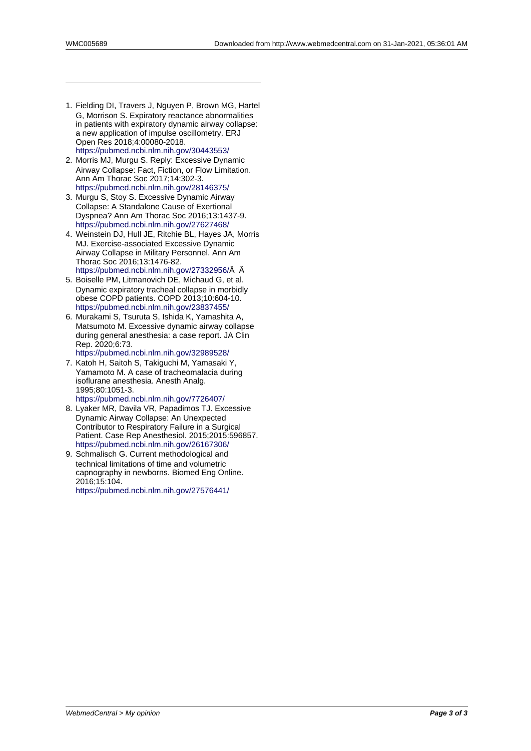1. Fielding DI, Travers J, Nguyen P, Brown MG, Hartel G, Morrison S. Expiratory reactance abnormalities in patients with expiratory dynamic airway collapse: a new application of impulse oscillometry. ERJ Open Res 2018;4:00080-2018. https://pubmed.ncbi.nlm.nih.gov/30443553/
2. Morris MJ, Murgu S. Reply: Excessive Dynamic Airway Collapse: Fact, Fiction, or Flow Limitation. Ann Am Thorac Soc 2017;14:302-3. https://pubmed.ncbi.nlm.nih.gov/28146375/
3. Murgu S, Stoy S. Excessive Dynamic Airway Collapse: A Standalone Cause of Exertional Dyspnea? Ann Am Thorac Soc 2016;13:1437-9. https://pubmed.ncbi.nlm.nih.gov/27627468/
4. Weinstein DJ, Hull JE, Ritchie BL, Hayes JA, Morris MJ. Exercise-associated Excessive Dynamic Airway Collapse in Military Personnel. Ann Am Thorac Soc 2016;13:1476-82. https://pubmed.ncbi.nlm.nih.gov/27332956/Â Â
5. Boiselle PM, Litmanovich DE, Michaud G, et al. Dynamic expiratory tracheal collapse in morbidly obese COPD patients. COPD 2013;10:604-10. https://pubmed.ncbi.nlm.nih.gov/23837455/
6. Murakami S, Tsuruta S, Ishida K, Yamashita A, Matsumoto M. Excessive dynamic airway collapse during general anesthesia: a case report. JA Clin Rep. 2020;6:73. https://pubmed.ncbi.nlm.nih.gov/32989528/
7. Katoh H, Saitoh S, Takiguchi M, Yamasaki Y, Yamamoto M. A case of tracheomalacia during isoflurane anesthesia. Anesth Analg. 1995;80:1051-3. https://pubmed.ncbi.nlm.nih.gov/7726407/
8. Lyaker MR, Davila VR, Papadimos TJ. Excessive Dynamic Airway Collapse: An Unexpected Contributor to Respiratory Failure in a Surgical Patient. Case Rep Anesthesiol. 2015;2015:596857. https://pubmed.ncbi.nlm.nih.gov/26167306/
9. Schmalisch G. Current methodological and technical limitations of time and volumetric capnography in newborns. Biomed Eng Online. 2016;15:104. https://pubmed.ncbi.nlm.nih.gov/27576441/